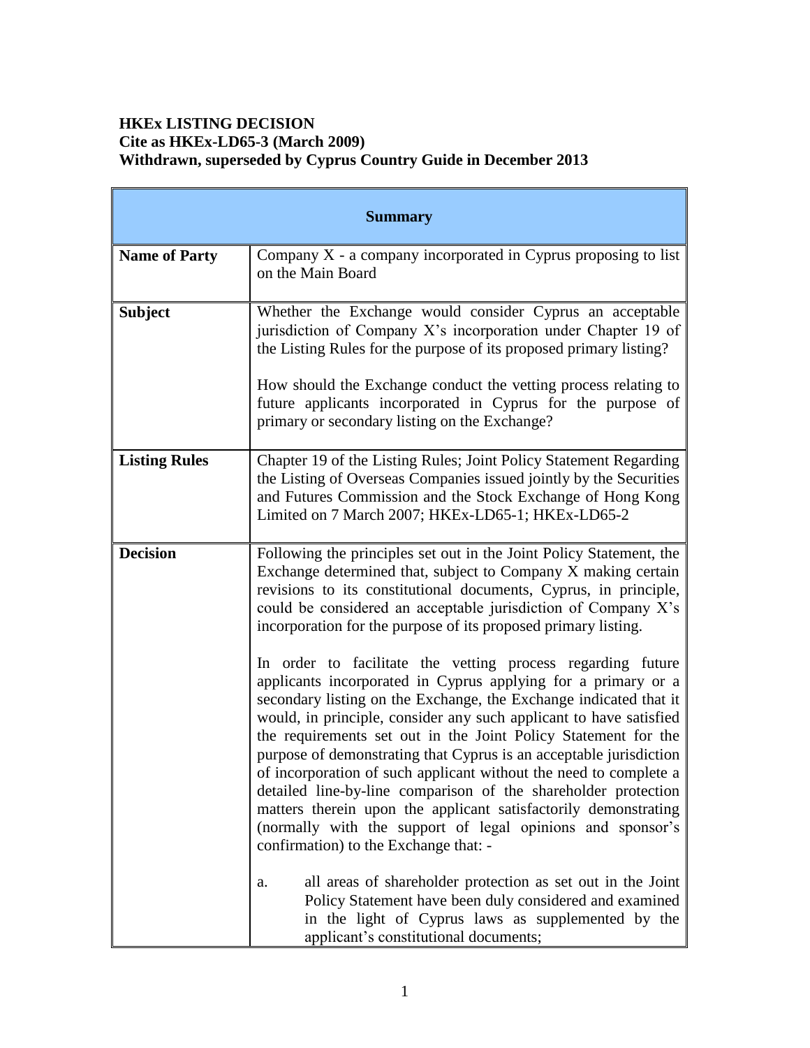**HKEx LISTING DECISION**
**Cite as HKEx-LD65-3 (March 2009)**
**Withdrawn, superseded by Cyprus Country Guide in December 2013**

| **Summary** | |
|---|---|
| **Name of Party** | Company X - a company incorporated in Cyprus proposing to list on the Main Board |
| **Subject** | Whether the Exchange would consider Cyprus an acceptable jurisdiction of Company X's incorporation under Chapter 19 of the Listing Rules for the purpose of its proposed primary listing?<br><br>How should the Exchange conduct the vetting process relating to future applicants incorporated in Cyprus for the purpose of primary or secondary listing on the Exchange? |
| **Listing Rules** | Chapter 19 of the Listing Rules; Joint Policy Statement Regarding the Listing of Overseas Companies issued jointly by the Securities and Futures Commission and the Stock Exchange of Hong Kong Limited on 7 March 2007; HKEx-LD65-1; HKEx-LD65-2 |
| **Decision** | Following the principles set out in the Joint Policy Statement, the Exchange determined that, subject to Company X making certain revisions to its constitutional documents, Cyprus, in principle, could be considered an acceptable jurisdiction of Company X's incorporation for the purpose of its proposed primary listing.<br><br>In order to facilitate the vetting process regarding future applicants incorporated in Cyprus applying for a primary or a secondary listing on the Exchange, the Exchange indicated that it would, in principle, consider any such applicant to have satisfied the requirements set out in the Joint Policy Statement for the purpose of demonstrating that Cyprus is an acceptable jurisdiction of incorporation of such applicant without the need to complete a detailed line-by-line comparison of the shareholder protection matters therein upon the applicant satisfactorily demonstrating (normally with the support of legal opinions and sponsor's confirmation) to the Exchange that: -<br><br>a. all areas of shareholder protection as set out in the Joint Policy Statement have been duly considered and examined in the light of Cyprus laws as supplemented by the applicant's constitutional documents; |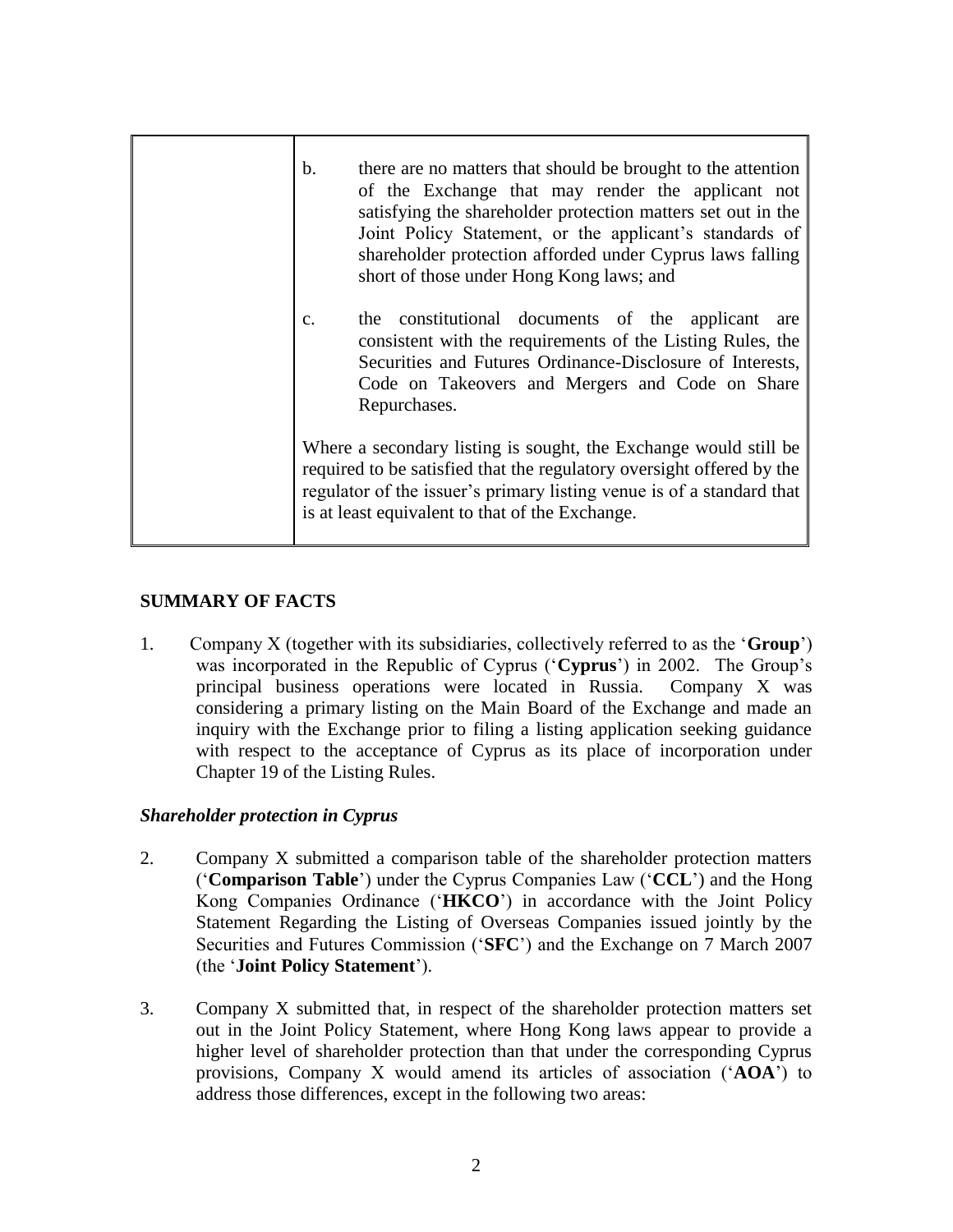| | b. there are no matters that should be brought to the attention of the Exchange that may render the applicant not satisfying the shareholder protection matters set out in the Joint Policy Statement, or the applicant's standards of shareholder protection afforded under Cyprus laws falling short of those under Hong Kong laws; and<br><br>c. the constitutional documents of the applicant are consistent with the requirements of the Listing Rules, the Securities and Futures Ordinance-Disclosure of Interests, Code on Takeovers and Mergers and Code on Share Repurchases.<br><br>Where a secondary listing is sought, the Exchange would still be required to be satisfied that the regulatory oversight offered by the regulator of the issuer's primary listing venue is of a standard that is at least equivalent to that of the Exchange. |
|---|---|

## SUMMARY OF FACTS

1. Company X (together with its subsidiaries, collectively referred to as the '**Group**') was incorporated in the Republic of Cyprus ('**Cyprus**') in 2002. The Group's principal business operations were located in Russia. Company X was considering a primary listing on the Main Board of the Exchange and made an inquiry with the Exchange prior to filing a listing application seeking guidance with respect to the acceptance of Cyprus as its place of incorporation under Chapter 19 of the Listing Rules.

### *Shareholder protection in Cyprus*

2. Company X submitted a comparison table of the shareholder protection matters ('**Comparison Table**') under the Cyprus Companies Law ('**CCL**') and the Hong Kong Companies Ordinance ('**HKCO**') in accordance with the Joint Policy Statement Regarding the Listing of Overseas Companies issued jointly by the Securities and Futures Commission ('**SFC**') and the Exchange on 7 March 2007 (the '**Joint Policy Statement**').

3. Company X submitted that, in respect of the shareholder protection matters set out in the Joint Policy Statement, where Hong Kong laws appear to provide a higher level of shareholder protection than that under the corresponding Cyprus provisions, Company X would amend its articles of association ('**AOA**') to address those differences, except in the following two areas: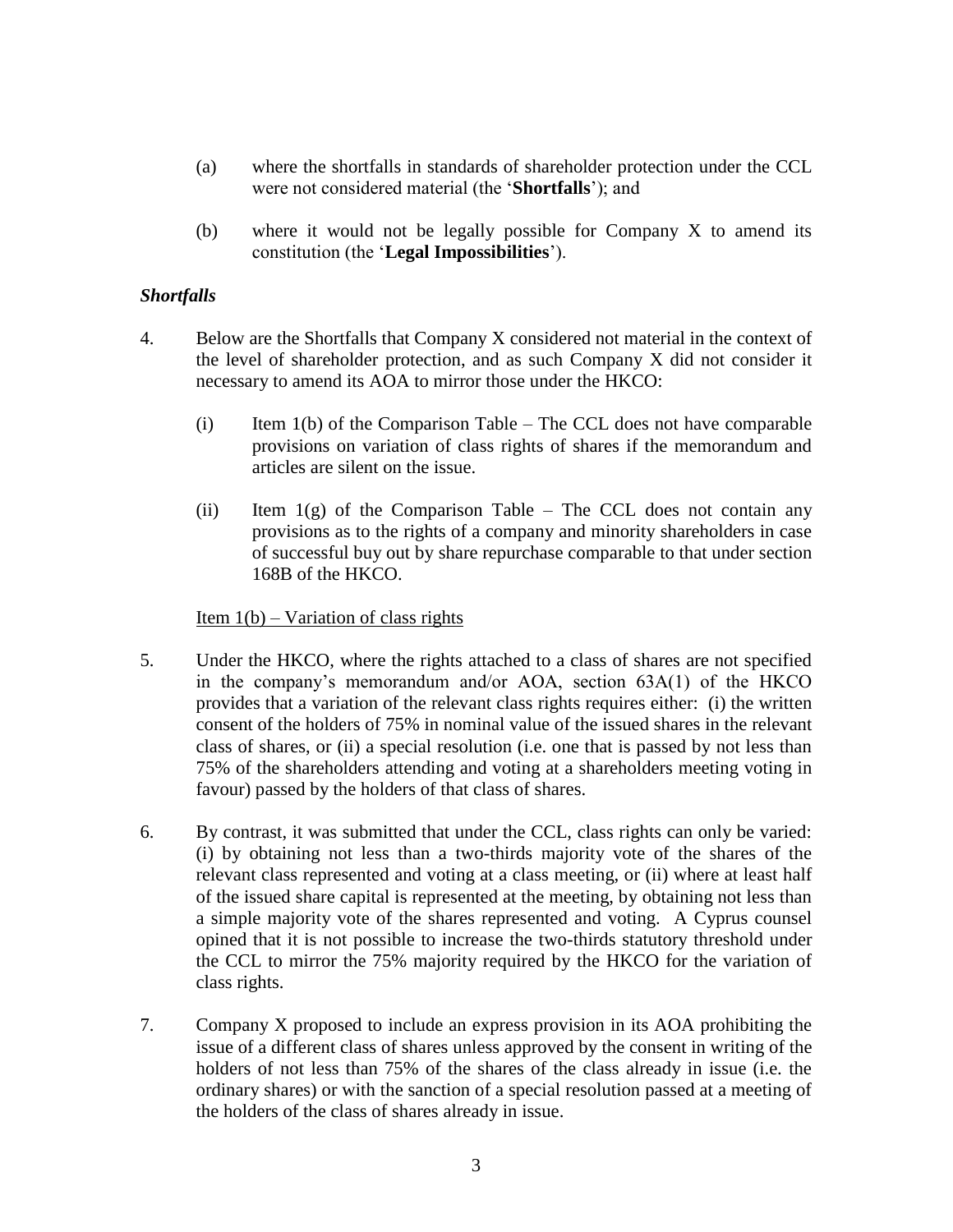(a) where the shortfalls in standards of shareholder protection under the CCL were not considered material (the '**Shortfalls**'); and

(b) where it would not be legally possible for Company X to amend its constitution (the '**Legal Impossibilities**').

### *Shortfalls*

4. Below are the Shortfalls that Company X considered not material in the context of the level of shareholder protection, and as such Company X did not consider it necessary to amend its AOA to mirror those under the HKCO:

   (i) Item 1(b) of the Comparison Table – The CCL does not have comparable provisions on variation of class rights of shares if the memorandum and articles are silent on the issue.

   (ii) Item 1(g) of the Comparison Table – The CCL does not contain any provisions as to the rights of a company and minority shareholders in case of successful buy out by share repurchase comparable to that under section 168B of the HKCO.

   <u>Item 1(b) – Variation of class rights</u>

5. Under the HKCO, where the rights attached to a class of shares are not specified in the company's memorandum and/or AOA, section 63A(1) of the HKCO provides that a variation of the relevant class rights requires either: (i) the written consent of the holders of 75% in nominal value of the issued shares in the relevant class of shares, or (ii) a special resolution (i.e. one that is passed by not less than 75% of the shareholders attending and voting at a shareholders meeting voting in favour) passed by the holders of that class of shares.

6. By contrast, it was submitted that under the CCL, class rights can only be varied: (i) by obtaining not less than a two-thirds majority vote of the shares of the relevant class represented and voting at a class meeting, or (ii) where at least half of the issued share capital is represented at the meeting, by obtaining not less than a simple majority vote of the shares represented and voting. A Cyprus counsel opined that it is not possible to increase the two-thirds statutory threshold under the CCL to mirror the 75% majority required by the HKCO for the variation of class rights.

7. Company X proposed to include an express provision in its AOA prohibiting the issue of a different class of shares unless approved by the consent in writing of the holders of not less than 75% of the shares of the class already in issue (i.e. the ordinary shares) or with the sanction of a special resolution passed at a meeting of the holders of the class of shares already in issue.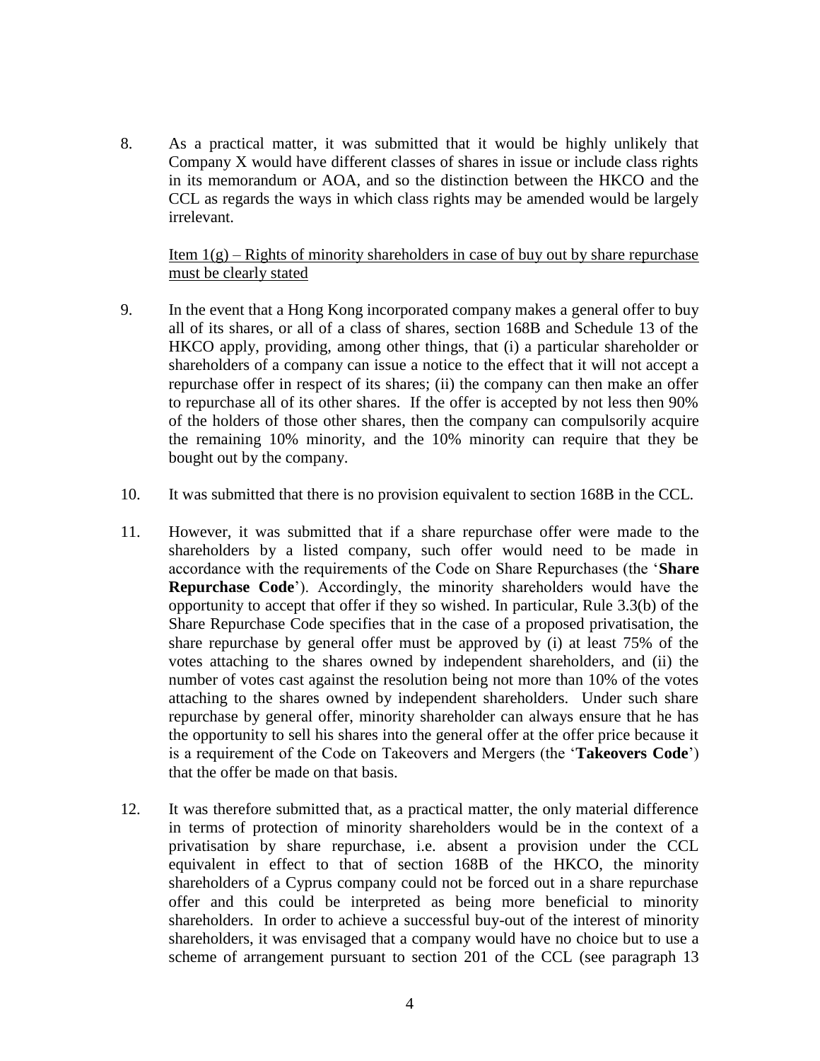8. As a practical matter, it was submitted that it would be highly unlikely that Company X would have different classes of shares in issue or include class rights in its memorandum or AOA, and so the distinction between the HKCO and the CCL as regards the ways in which class rights may be amended would be largely irrelevant.

<u>Item 1(g) – Rights of minority shareholders in case of buy out by share repurchase must be clearly stated</u>

9. In the event that a Hong Kong incorporated company makes a general offer to buy all of its shares, or all of a class of shares, section 168B and Schedule 13 of the HKCO apply, providing, among other things, that (i) a particular shareholder or shareholders of a company can issue a notice to the effect that it will not accept a repurchase offer in respect of its shares; (ii) the company can then make an offer to repurchase all of its other shares. If the offer is accepted by not less then 90% of the holders of those other shares, then the company can compulsorily acquire the remaining 10% minority, and the 10% minority can require that they be bought out by the company.

10. It was submitted that there is no provision equivalent to section 168B in the CCL.

11. However, it was submitted that if a share repurchase offer were made to the shareholders by a listed company, such offer would need to be made in accordance with the requirements of the Code on Share Repurchases (the '**Share Repurchase Code**'). Accordingly, the minority shareholders would have the opportunity to accept that offer if they so wished. In particular, Rule 3.3(b) of the Share Repurchase Code specifies that in the case of a proposed privatisation, the share repurchase by general offer must be approved by (i) at least 75% of the votes attaching to the shares owned by independent shareholders, and (ii) the number of votes cast against the resolution being not more than 10% of the votes attaching to the shares owned by independent shareholders. Under such share repurchase by general offer, minority shareholder can always ensure that he has the opportunity to sell his shares into the general offer at the offer price because it is a requirement of the Code on Takeovers and Mergers (the '**Takeovers Code**') that the offer be made on that basis.

12. It was therefore submitted that, as a practical matter, the only material difference in terms of protection of minority shareholders would be in the context of a privatisation by share repurchase, i.e. absent a provision under the CCL equivalent in effect to that of section 168B of the HKCO, the minority shareholders of a Cyprus company could not be forced out in a share repurchase offer and this could be interpreted as being more beneficial to minority shareholders. In order to achieve a successful buy-out of the interest of minority shareholders, it was envisaged that a company would have no choice but to use a scheme of arrangement pursuant to section 201 of the CCL (see paragraph 13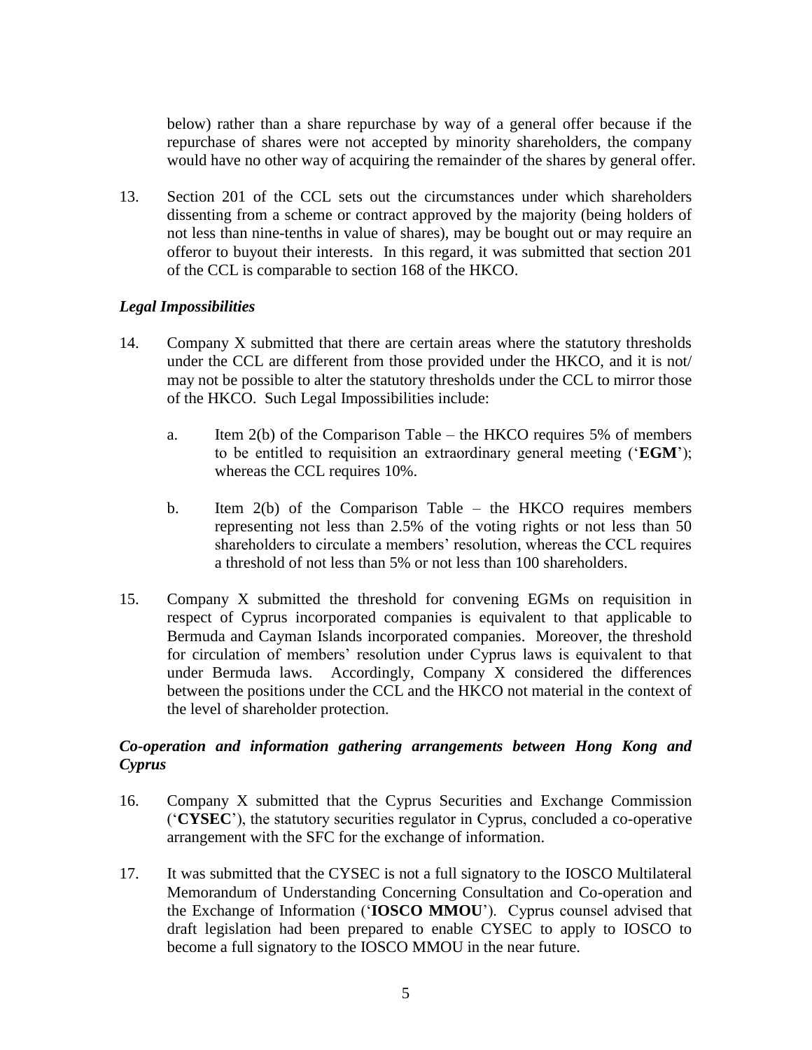below) rather than a share repurchase by way of a general offer because if the repurchase of shares were not accepted by minority shareholders, the company would have no other way of acquiring the remainder of the shares by general offer.

13. Section 201 of the CCL sets out the circumstances under which shareholders dissenting from a scheme or contract approved by the majority (being holders of not less than nine-tenths in value of shares), may be bought out or may require an offeror to buyout their interests. In this regard, it was submitted that section 201 of the CCL is comparable to section 168 of the HKCO.

### *Legal Impossibilities*

14. Company X submitted that there are certain areas where the statutory thresholds under the CCL are different from those provided under the HKCO, and it is not/ may not be possible to alter the statutory thresholds under the CCL to mirror those of the HKCO. Such Legal Impossibilities include:

    a. Item 2(b) of the Comparison Table – the HKCO requires 5% of members to be entitled to requisition an extraordinary general meeting ('**EGM**'); whereas the CCL requires 10%.

    b. Item 2(b) of the Comparison Table – the HKCO requires members representing not less than 2.5% of the voting rights or not less than 50 shareholders to circulate a members' resolution, whereas the CCL requires a threshold of not less than 5% or not less than 100 shareholders.

15. Company X submitted the threshold for convening EGMs on requisition in respect of Cyprus incorporated companies is equivalent to that applicable to Bermuda and Cayman Islands incorporated companies. Moreover, the threshold for circulation of members' resolution under Cyprus laws is equivalent to that under Bermuda laws. Accordingly, Company X considered the differences between the positions under the CCL and the HKCO not material in the context of the level of shareholder protection.

### *Co-operation and information gathering arrangements between Hong Kong and Cyprus*

16. Company X submitted that the Cyprus Securities and Exchange Commission ('**CYSEC**'), the statutory securities regulator in Cyprus, concluded a co-operative arrangement with the SFC for the exchange of information.

17. It was submitted that the CYSEC is not a full signatory to the IOSCO Multilateral Memorandum of Understanding Concerning Consultation and Co-operation and the Exchange of Information ('**IOSCO MMOU**'). Cyprus counsel advised that draft legislation had been prepared to enable CYSEC to apply to IOSCO to become a full signatory to the IOSCO MMOU in the near future.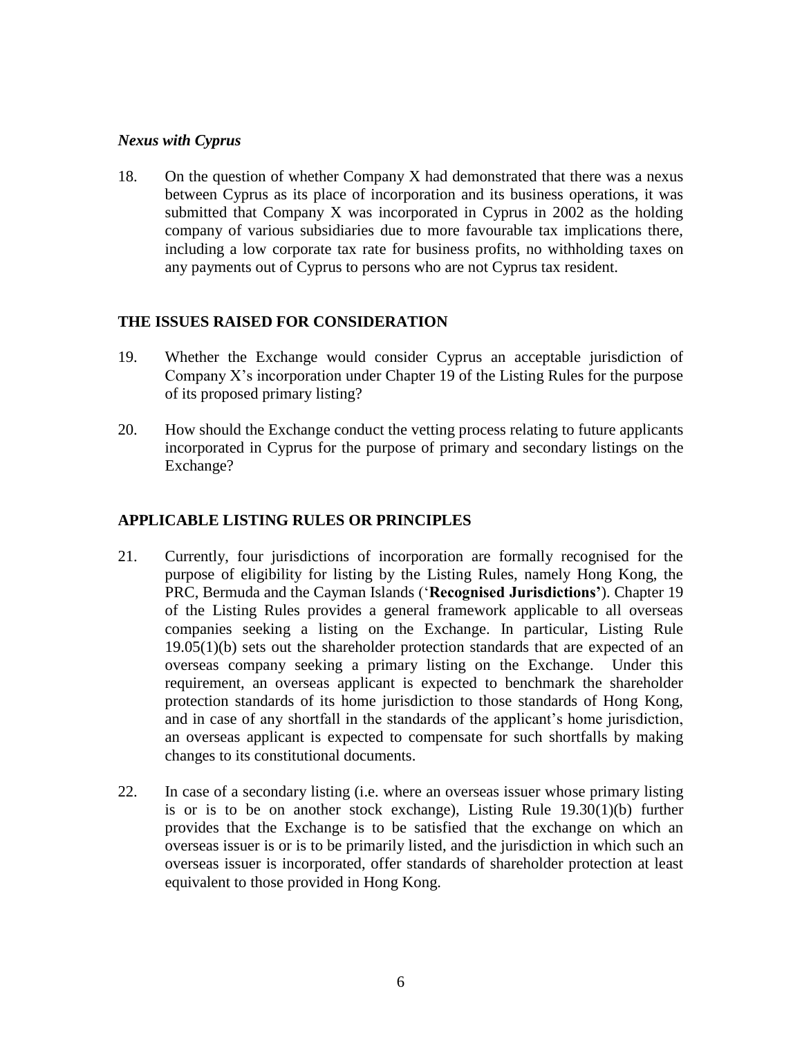### *Nexus with Cyprus*

18. On the question of whether Company X had demonstrated that there was a nexus between Cyprus as its place of incorporation and its business operations, it was submitted that Company X was incorporated in Cyprus in 2002 as the holding company of various subsidiaries due to more favourable tax implications there, including a low corporate tax rate for business profits, no withholding taxes on any payments out of Cyprus to persons who are not Cyprus tax resident.

## THE ISSUES RAISED FOR CONSIDERATION

19. Whether the Exchange would consider Cyprus an acceptable jurisdiction of Company X's incorporation under Chapter 19 of the Listing Rules for the purpose of its proposed primary listing?

20. How should the Exchange conduct the vetting process relating to future applicants incorporated in Cyprus for the purpose of primary and secondary listings on the Exchange?

## APPLICABLE LISTING RULES OR PRINCIPLES

21. Currently, four jurisdictions of incorporation are formally recognised for the purpose of eligibility for listing by the Listing Rules, namely Hong Kong, the PRC, Bermuda and the Cayman Islands ('**Recognised Jurisdictions**'). Chapter 19 of the Listing Rules provides a general framework applicable to all overseas companies seeking a listing on the Exchange. In particular, Listing Rule 19.05(1)(b) sets out the shareholder protection standards that are expected of an overseas company seeking a primary listing on the Exchange. Under this requirement, an overseas applicant is expected to benchmark the shareholder protection standards of its home jurisdiction to those standards of Hong Kong, and in case of any shortfall in the standards of the applicant's home jurisdiction, an overseas applicant is expected to compensate for such shortfalls by making changes to its constitutional documents.

22. In case of a secondary listing (i.e. where an overseas issuer whose primary listing is or is to be on another stock exchange), Listing Rule 19.30(1)(b) further provides that the Exchange is to be satisfied that the exchange on which an overseas issuer is or is to be primarily listed, and the jurisdiction in which such an overseas issuer is incorporated, offer standards of shareholder protection at least equivalent to those provided in Hong Kong.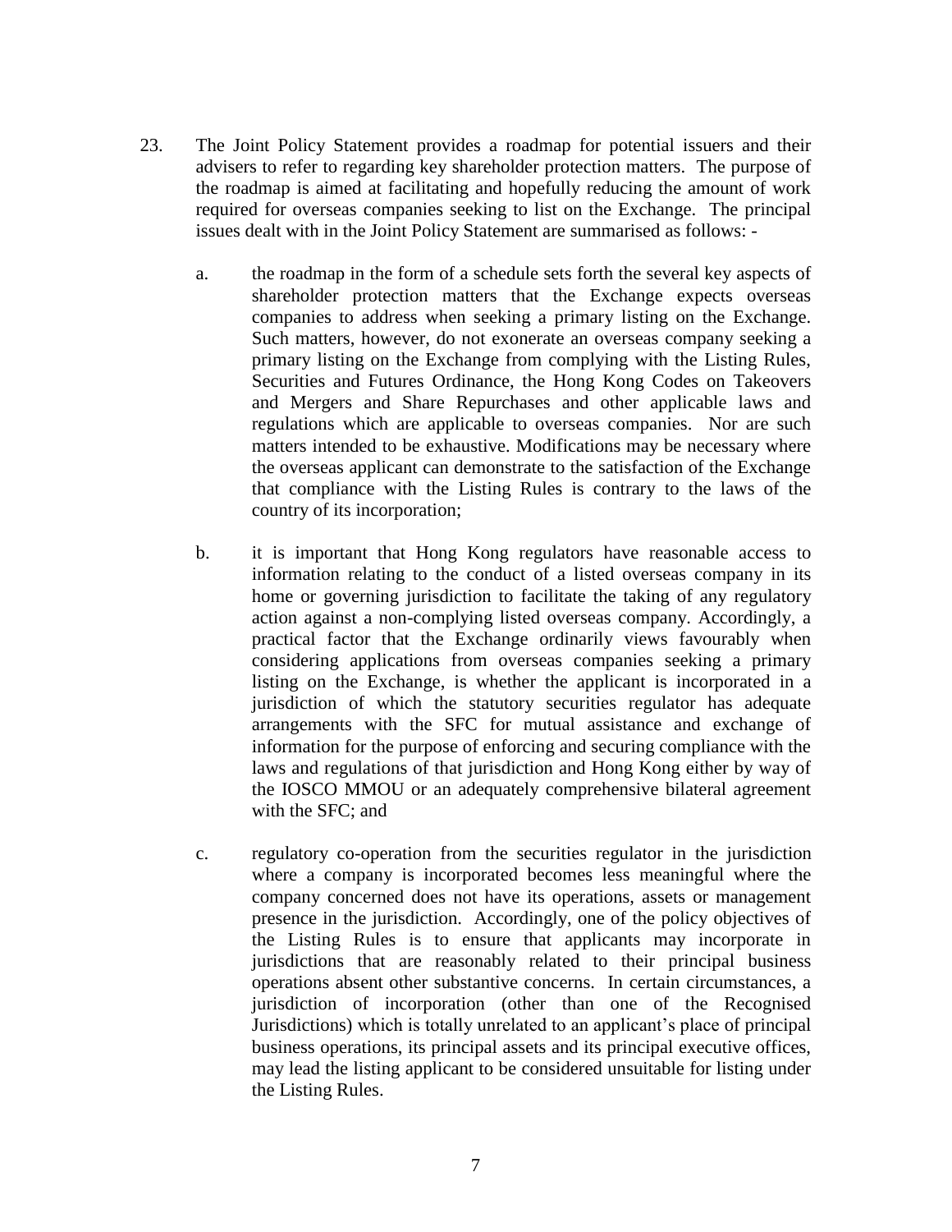23. The Joint Policy Statement provides a roadmap for potential issuers and their advisers to refer to regarding key shareholder protection matters. The purpose of the roadmap is aimed at facilitating and hopefully reducing the amount of work required for overseas companies seeking to list on the Exchange. The principal issues dealt with in the Joint Policy Statement are summarised as follows: -

    a. the roadmap in the form of a schedule sets forth the several key aspects of shareholder protection matters that the Exchange expects overseas companies to address when seeking a primary listing on the Exchange. Such matters, however, do not exonerate an overseas company seeking a primary listing on the Exchange from complying with the Listing Rules, Securities and Futures Ordinance, the Hong Kong Codes on Takeovers and Mergers and Share Repurchases and other applicable laws and regulations which are applicable to overseas companies. Nor are such matters intended to be exhaustive. Modifications may be necessary where the overseas applicant can demonstrate to the satisfaction of the Exchange that compliance with the Listing Rules is contrary to the laws of the country of its incorporation;

    b. it is important that Hong Kong regulators have reasonable access to information relating to the conduct of a listed overseas company in its home or governing jurisdiction to facilitate the taking of any regulatory action against a non-complying listed overseas company. Accordingly, a practical factor that the Exchange ordinarily views favourably when considering applications from overseas companies seeking a primary listing on the Exchange, is whether the applicant is incorporated in a jurisdiction of which the statutory securities regulator has adequate arrangements with the SFC for mutual assistance and exchange of information for the purpose of enforcing and securing compliance with the laws and regulations of that jurisdiction and Hong Kong either by way of the IOSCO MMOU or an adequately comprehensive bilateral agreement with the SFC; and

    c. regulatory co-operation from the securities regulator in the jurisdiction where a company is incorporated becomes less meaningful where the company concerned does not have its operations, assets or management presence in the jurisdiction. Accordingly, one of the policy objectives of the Listing Rules is to ensure that applicants may incorporate in jurisdictions that are reasonably related to their principal business operations absent other substantive concerns. In certain circumstances, a jurisdiction of incorporation (other than one of the Recognised Jurisdictions) which is totally unrelated to an applicant's place of principal business operations, its principal assets and its principal executive offices, may lead the listing applicant to be considered unsuitable for listing under the Listing Rules.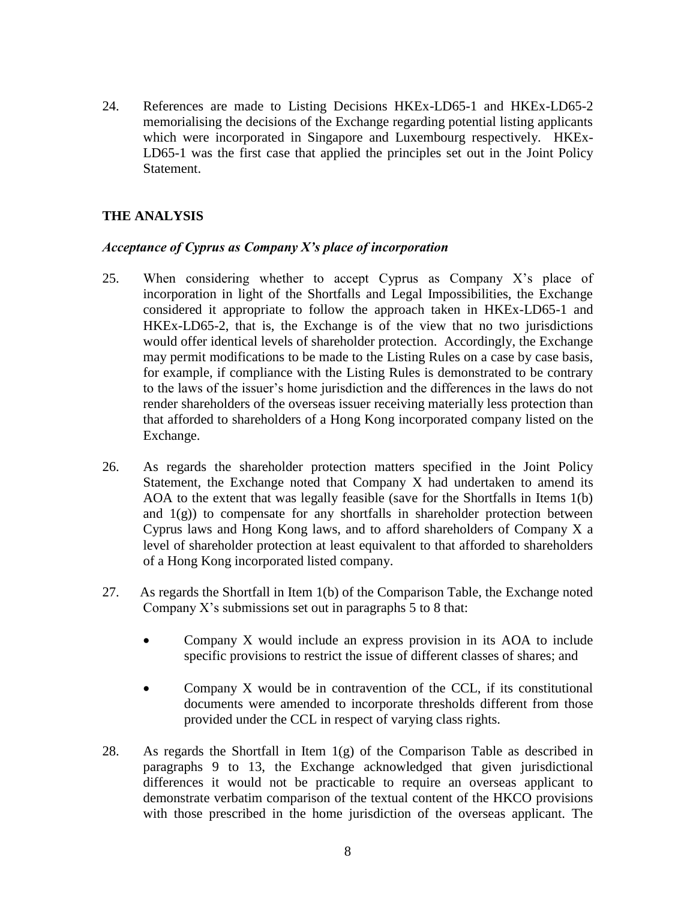24. References are made to Listing Decisions HKEx-LD65-1 and HKEx-LD65-2 memorialising the decisions of the Exchange regarding potential listing applicants which were incorporated in Singapore and Luxembourg respectively. HKEx-LD65-1 was the first case that applied the principles set out in the Joint Policy Statement.

## THE ANALYSIS

### *Acceptance of Cyprus as Company X's place of incorporation*

25. When considering whether to accept Cyprus as Company X's place of incorporation in light of the Shortfalls and Legal Impossibilities, the Exchange considered it appropriate to follow the approach taken in HKEx-LD65-1 and HKEx-LD65-2, that is, the Exchange is of the view that no two jurisdictions would offer identical levels of shareholder protection. Accordingly, the Exchange may permit modifications to be made to the Listing Rules on a case by case basis, for example, if compliance with the Listing Rules is demonstrated to be contrary to the laws of the issuer's home jurisdiction and the differences in the laws do not render shareholders of the overseas issuer receiving materially less protection than that afforded to shareholders of a Hong Kong incorporated company listed on the Exchange.

26. As regards the shareholder protection matters specified in the Joint Policy Statement, the Exchange noted that Company X had undertaken to amend its AOA to the extent that was legally feasible (save for the Shortfalls in Items 1(b) and 1(g)) to compensate for any shortfalls in shareholder protection between Cyprus laws and Hong Kong laws, and to afford shareholders of Company X a level of shareholder protection at least equivalent to that afforded to shareholders of a Hong Kong incorporated listed company.

27. As regards the Shortfall in Item 1(b) of the Comparison Table, the Exchange noted Company X's submissions set out in paragraphs 5 to 8 that:

   - Company X would include an express provision in its AOA to include specific provisions to restrict the issue of different classes of shares; and
   - Company X would be in contravention of the CCL, if its constitutional documents were amended to incorporate thresholds different from those provided under the CCL in respect of varying class rights.

28. As regards the Shortfall in Item 1(g) of the Comparison Table as described in paragraphs 9 to 13, the Exchange acknowledged that given jurisdictional differences it would not be practicable to require an overseas applicant to demonstrate verbatim comparison of the textual content of the HKCO provisions with those prescribed in the home jurisdiction of the overseas applicant. The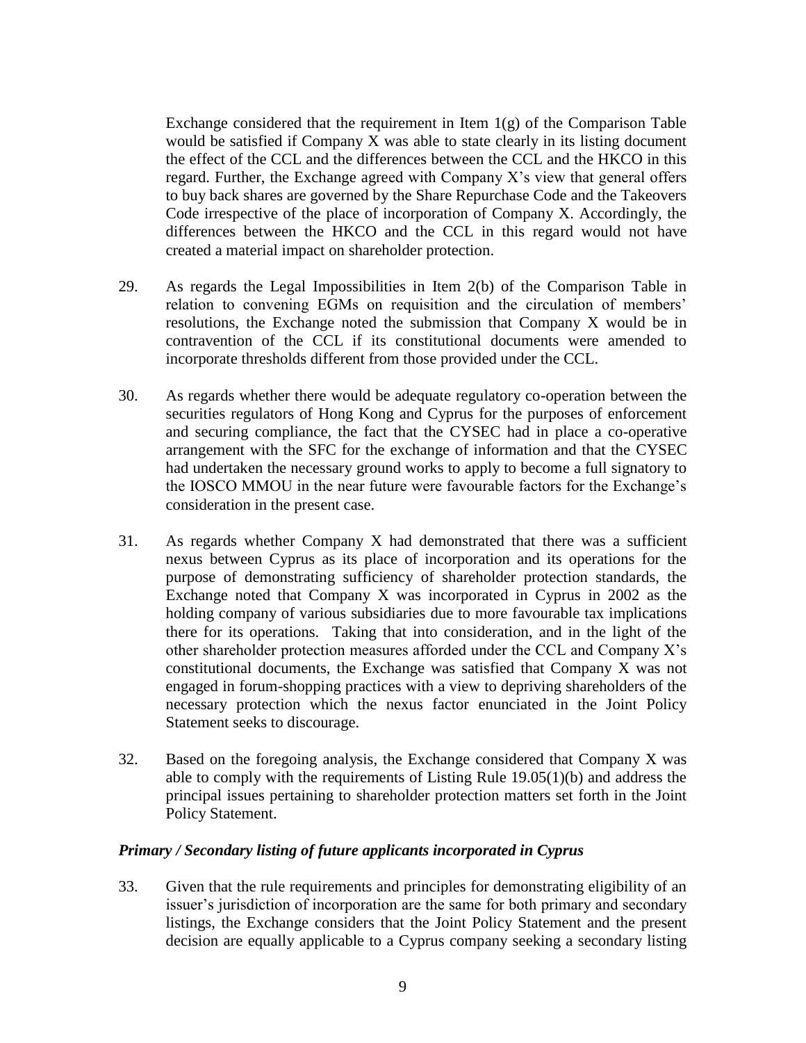Exchange considered that the requirement in Item 1(g) of the Comparison Table would be satisfied if Company X was able to state clearly in its listing document the effect of the CCL and the differences between the CCL and the HKCO in this regard. Further, the Exchange agreed with Company X's view that general offers to buy back shares are governed by the Share Repurchase Code and the Takeovers Code irrespective of the place of incorporation of Company X. Accordingly, the differences between the HKCO and the CCL in this regard would not have created a material impact on shareholder protection.

29. As regards the Legal Impossibilities in Item 2(b) of the Comparison Table in relation to convening EGMs on requisition and the circulation of members' resolutions, the Exchange noted the submission that Company X would be in contravention of the CCL if its constitutional documents were amended to incorporate thresholds different from those provided under the CCL.

30. As regards whether there would be adequate regulatory co-operation between the securities regulators of Hong Kong and Cyprus for the purposes of enforcement and securing compliance, the fact that the CYSEC had in place a co-operative arrangement with the SFC for the exchange of information and that the CYSEC had undertaken the necessary ground works to apply to become a full signatory to the IOSCO MMOU in the near future were favourable factors for the Exchange's consideration in the present case.

31. As regards whether Company X had demonstrated that there was a sufficient nexus between Cyprus as its place of incorporation and its operations for the purpose of demonstrating sufficiency of shareholder protection standards, the Exchange noted that Company X was incorporated in Cyprus in 2002 as the holding company of various subsidiaries due to more favourable tax implications there for its operations. Taking that into consideration, and in the light of the other shareholder protection measures afforded under the CCL and Company X's constitutional documents, the Exchange was satisfied that Company X was not engaged in forum-shopping practices with a view to depriving shareholders of the necessary protection which the nexus factor enunciated in the Joint Policy Statement seeks to discourage.

32. Based on the foregoing analysis, the Exchange considered that Company X was able to comply with the requirements of Listing Rule 19.05(1)(b) and address the principal issues pertaining to shareholder protection matters set forth in the Joint Policy Statement.

***Primary / Secondary listing of future applicants incorporated in Cyprus***

33. Given that the rule requirements and principles for demonstrating eligibility of an issuer's jurisdiction of incorporation are the same for both primary and secondary listings, the Exchange considers that the Joint Policy Statement and the present decision are equally applicable to a Cyprus company seeking a secondary listing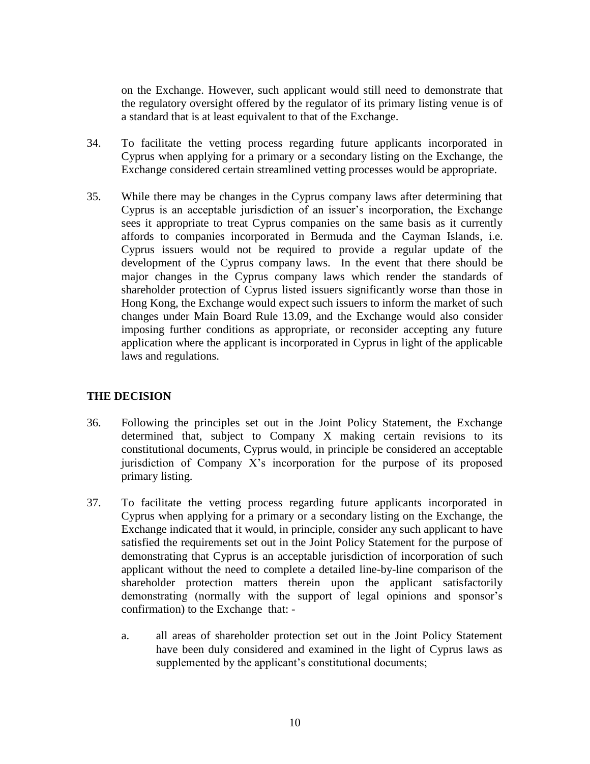on the Exchange. However, such applicant would still need to demonstrate that the regulatory oversight offered by the regulator of its primary listing venue is of a standard that is at least equivalent to that of the Exchange.

34. To facilitate the vetting process regarding future applicants incorporated in Cyprus when applying for a primary or a secondary listing on the Exchange, the Exchange considered certain streamlined vetting processes would be appropriate.

35. While there may be changes in the Cyprus company laws after determining that Cyprus is an acceptable jurisdiction of an issuer's incorporation, the Exchange sees it appropriate to treat Cyprus companies on the same basis as it currently affords to companies incorporated in Bermuda and the Cayman Islands, i.e. Cyprus issuers would not be required to provide a regular update of the development of the Cyprus company laws. In the event that there should be major changes in the Cyprus company laws which render the standards of shareholder protection of Cyprus listed issuers significantly worse than those in Hong Kong, the Exchange would expect such issuers to inform the market of such changes under Main Board Rule 13.09, and the Exchange would also consider imposing further conditions as appropriate, or reconsider accepting any future application where the applicant is incorporated in Cyprus in light of the applicable laws and regulations.

## THE DECISION

36. Following the principles set out in the Joint Policy Statement, the Exchange determined that, subject to Company X making certain revisions to its constitutional documents, Cyprus would, in principle be considered an acceptable jurisdiction of Company X's incorporation for the purpose of its proposed primary listing.

37. To facilitate the vetting process regarding future applicants incorporated in Cyprus when applying for a primary or a secondary listing on the Exchange, the Exchange indicated that it would, in principle, consider any such applicant to have satisfied the requirements set out in the Joint Policy Statement for the purpose of demonstrating that Cyprus is an acceptable jurisdiction of incorporation of such applicant without the need to complete a detailed line-by-line comparison of the shareholder protection matters therein upon the applicant satisfactorily demonstrating (normally with the support of legal opinions and sponsor's confirmation) to the Exchange that: -

    a. all areas of shareholder protection set out in the Joint Policy Statement have been duly considered and examined in the light of Cyprus laws as supplemented by the applicant's constitutional documents;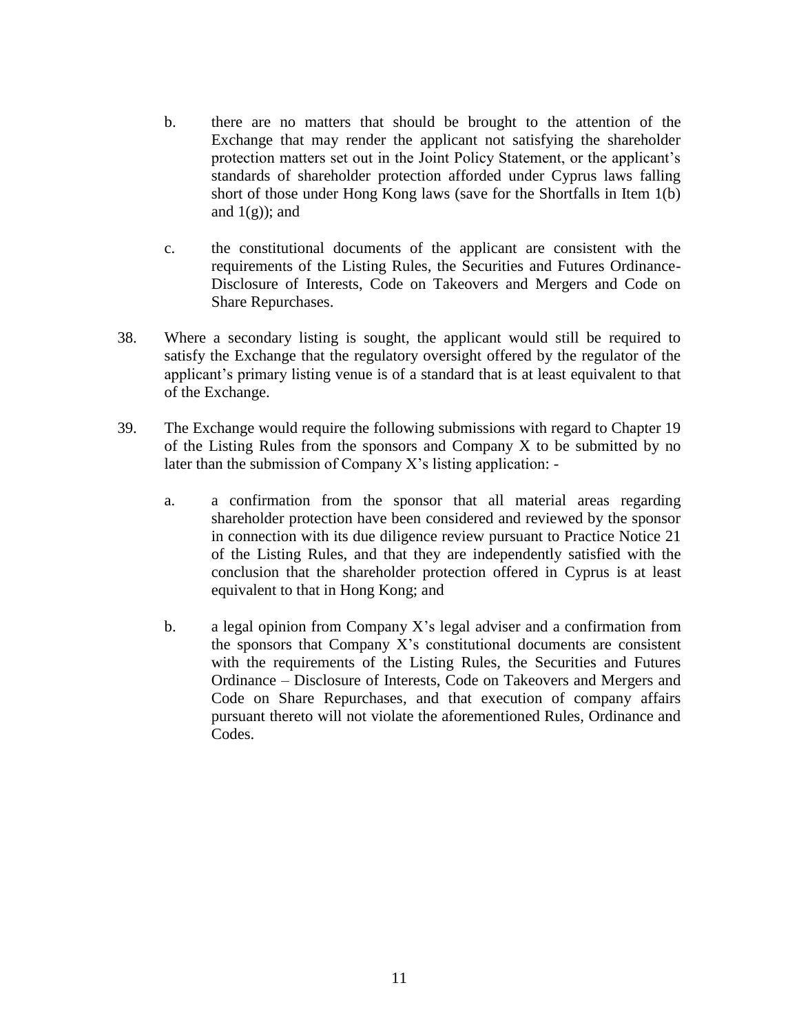b. there are no matters that should be brought to the attention of the Exchange that may render the applicant not satisfying the shareholder protection matters set out in the Joint Policy Statement, or the applicant's standards of shareholder protection afforded under Cyprus laws falling short of those under Hong Kong laws (save for the Shortfalls in Item 1(b) and 1(g)); and

c. the constitutional documents of the applicant are consistent with the requirements of the Listing Rules, the Securities and Futures Ordinance-Disclosure of Interests, Code on Takeovers and Mergers and Code on Share Repurchases.

38. Where a secondary listing is sought, the applicant would still be required to satisfy the Exchange that the regulatory oversight offered by the regulator of the applicant's primary listing venue is of a standard that is at least equivalent to that of the Exchange.

39. The Exchange would require the following submissions with regard to Chapter 19 of the Listing Rules from the sponsors and Company X to be submitted by no later than the submission of Company X's listing application: -

a. a confirmation from the sponsor that all material areas regarding shareholder protection have been considered and reviewed by the sponsor in connection with its due diligence review pursuant to Practice Notice 21 of the Listing Rules, and that they are independently satisfied with the conclusion that the shareholder protection offered in Cyprus is at least equivalent to that in Hong Kong; and

b. a legal opinion from Company X's legal adviser and a confirmation from the sponsors that Company X's constitutional documents are consistent with the requirements of the Listing Rules, the Securities and Futures Ordinance – Disclosure of Interests, Code on Takeovers and Mergers and Code on Share Repurchases, and that execution of company affairs pursuant thereto will not violate the aforementioned Rules, Ordinance and Codes.